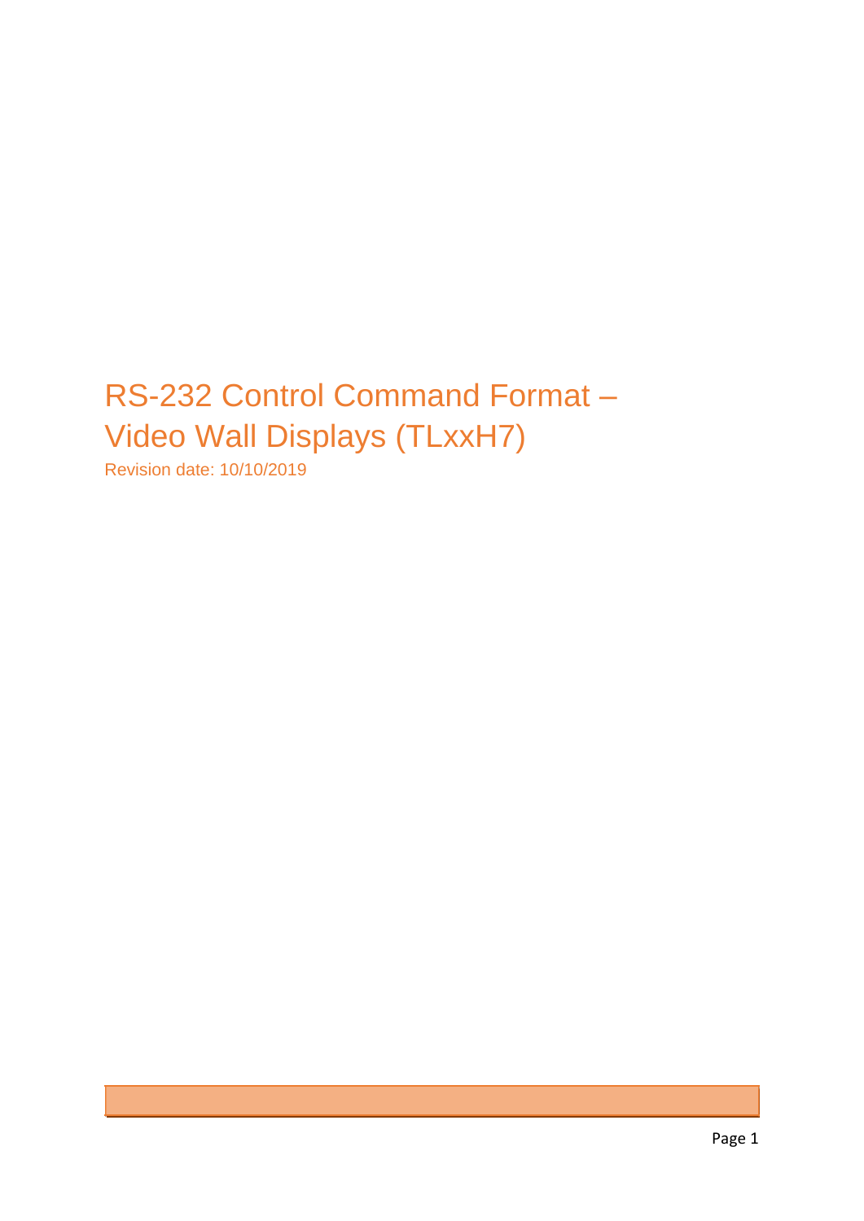# RS-232 Control Command Format – Video Wall Displays (TLxxH7)

Revision date: 10/10/2019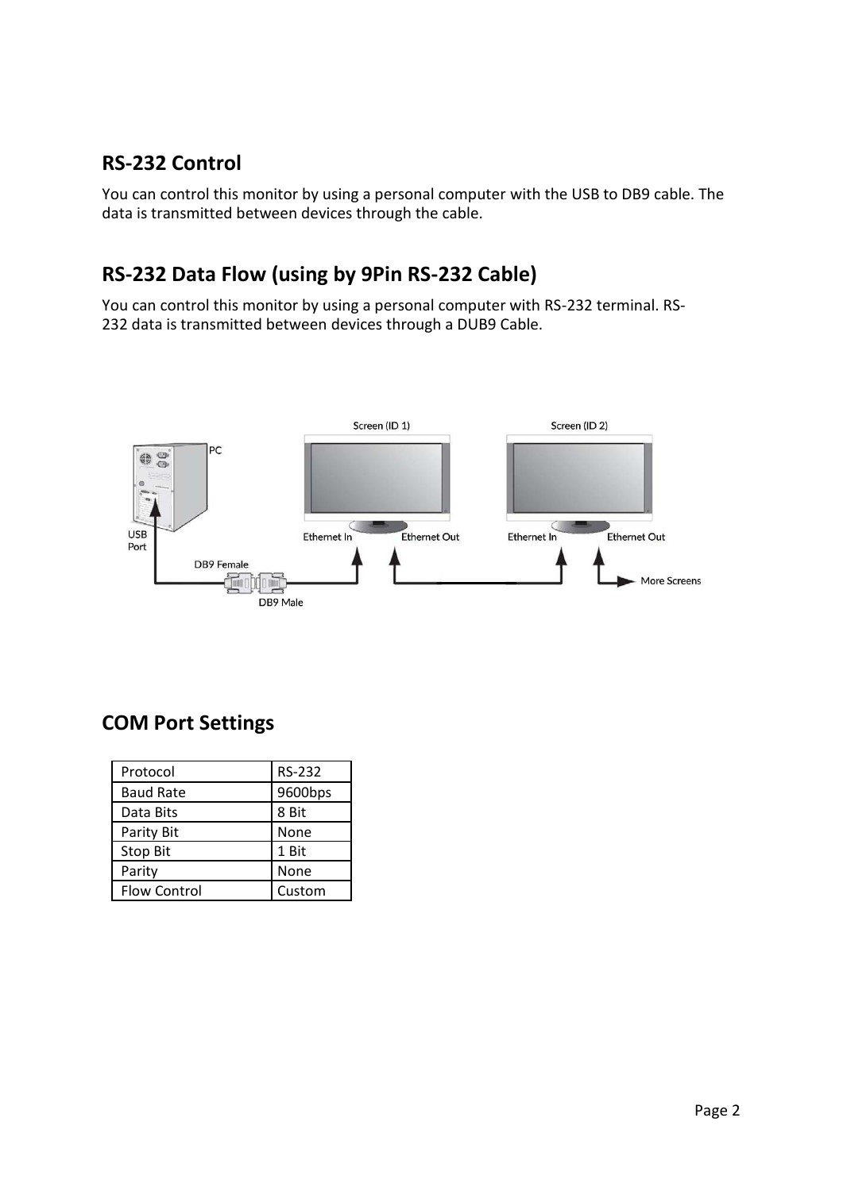## RS-232 Control

You can control this monitor by using a personal computer with the USB to DB9 cable. The data is transmitted between devices through the cable.

## RS-232 Data Flow (using by 9Pin RS-232 Cable)

You can control this monitor by using a personal computer with RS-232 terminal. RS-232 data is transmitted between devices through a DUB9 Cable.

## COM Port Settings

| Protocol | RS-232 |
|---|---|
| Baud Rate | 9600bps |
| Data Bits | 8 Bit |
| Parity Bit | None |
| Stop Bit | 1 Bit |
| Parity | None |
| Flow Control | Custom |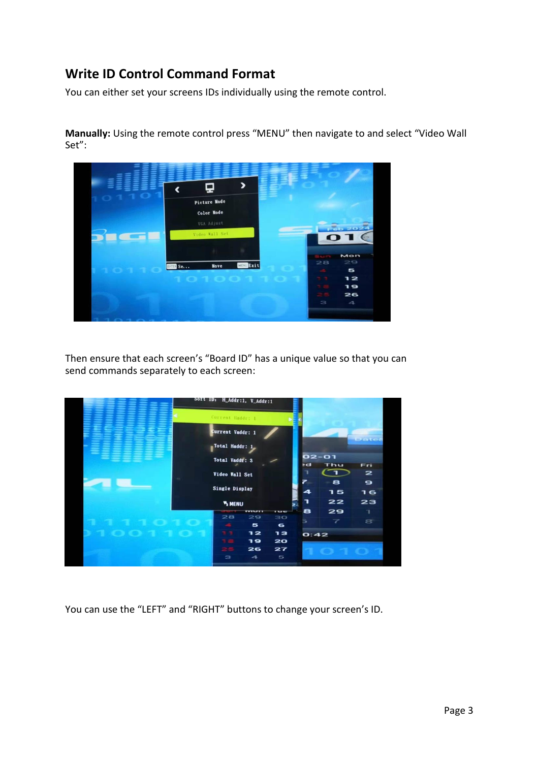## Write ID Control Command Format

You can either set your screens IDs individually using the remote control.

**Manually:** Using the remote control press "MENU" then navigate to and select "Video Wall Set":

Then ensure that each screen's "Board ID" has a unique value so that you can send commands separately to each screen:

You can use the "LEFT" and "RIGHT" buttons to change your screen's ID.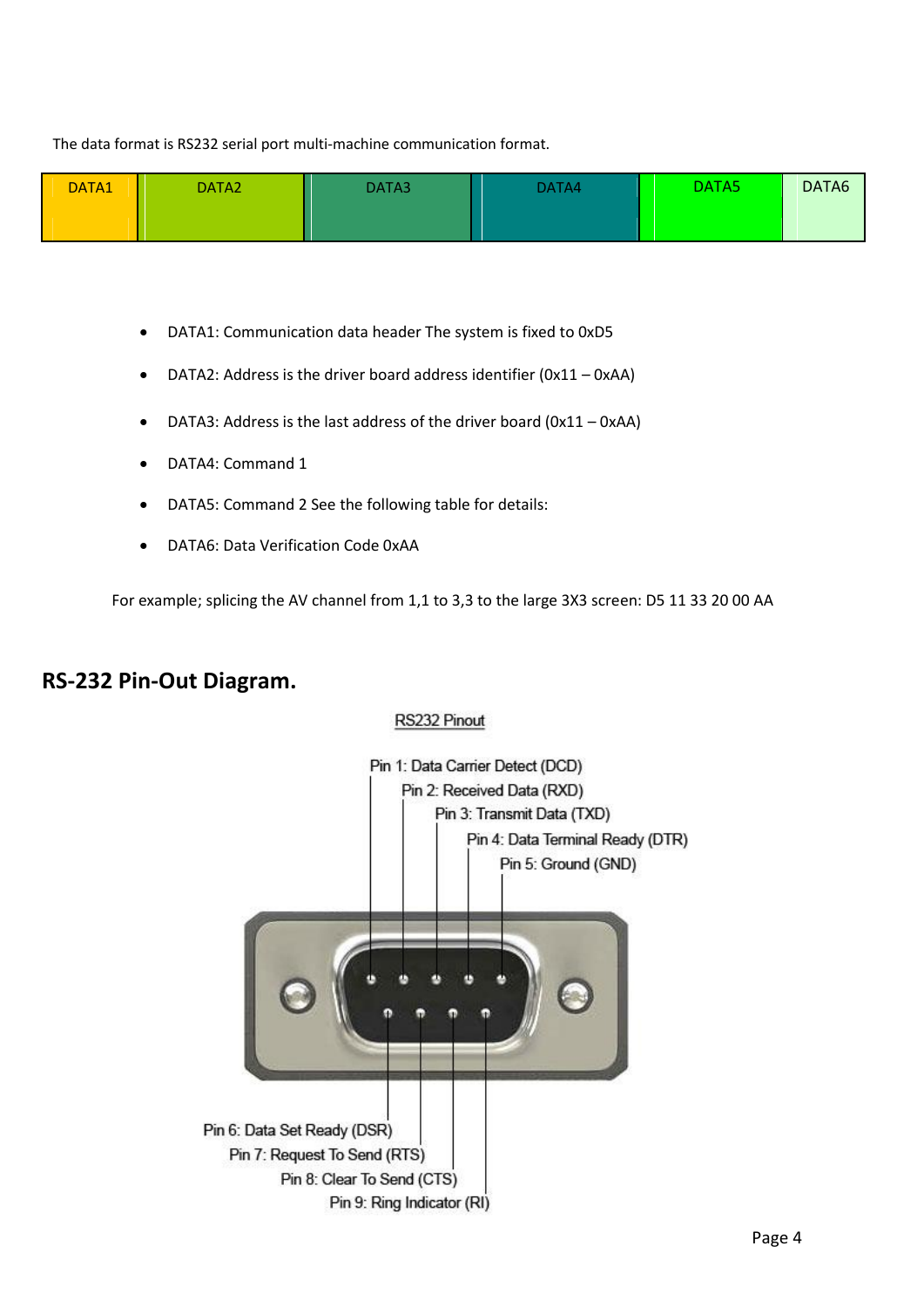The data format is RS232 serial port multi-machine communication format.

| DATA1 | DATA2 | DATA3 | DATA4 | DATA5 | DATA6 |
|---|---|---|---|---|---|

- DATA1: Communication data header The system is fixed to 0xD5
- DATA2: Address is the driver board address identifier (0x11 – 0xAA)
- DATA3: Address is the last address of the driver board (0x11 – 0xAA)
- DATA4: Command 1
- DATA5: Command 2 See the following table for details:
- DATA6: Data Verification Code 0xAA

For example; splicing the AV channel from 1,1 to 3,3 to the large 3X3 screen: D5 11 33 20 00 AA

## RS-232 Pin-Out Diagram.

RS232 Pinout

Pin 1: Data Carrier Detect (DCD)
Pin 2: Received Data (RXD)
Pin 3: Transmit Data (TXD)
Pin 4: Data Terminal Ready (DTR)
Pin 5: Ground (GND)
Pin 6: Data Set Ready (DSR)
Pin 7: Request To Send (RTS)
Pin 8: Clear To Send (CTS)
Pin 9: Ring Indicator (RI)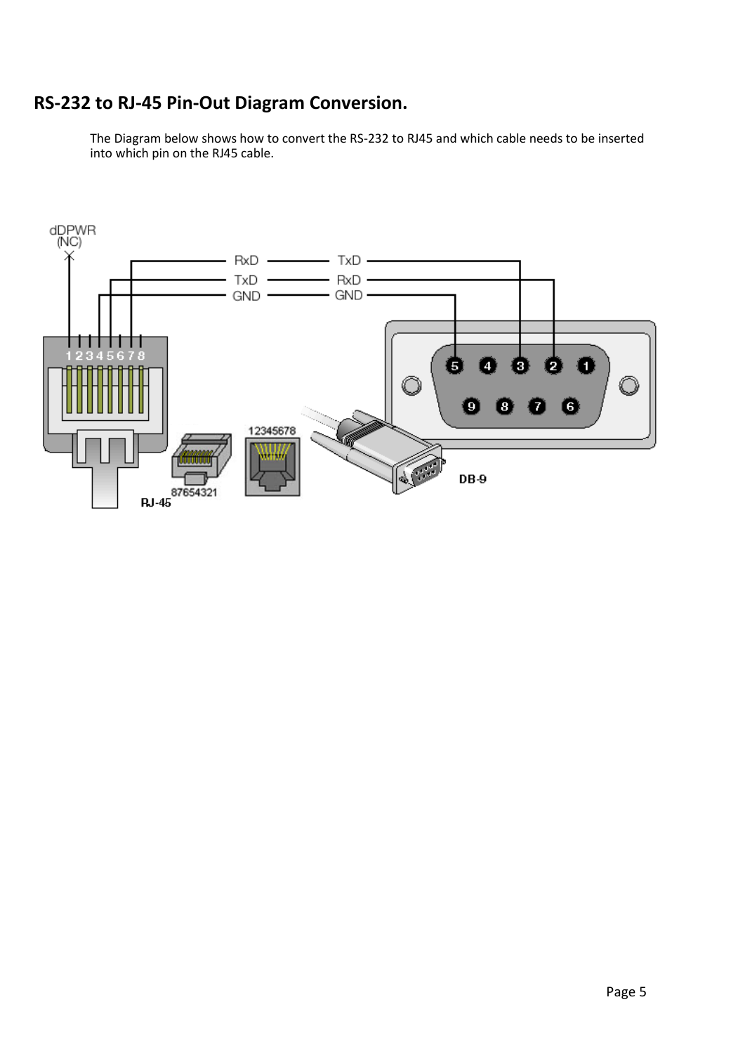## RS-232 to RJ-45 Pin-Out Diagram Conversion.

The Diagram below shows how to convert the RS-232 to RJ45 and which cable needs to be inserted into which pin on the RJ45 cable.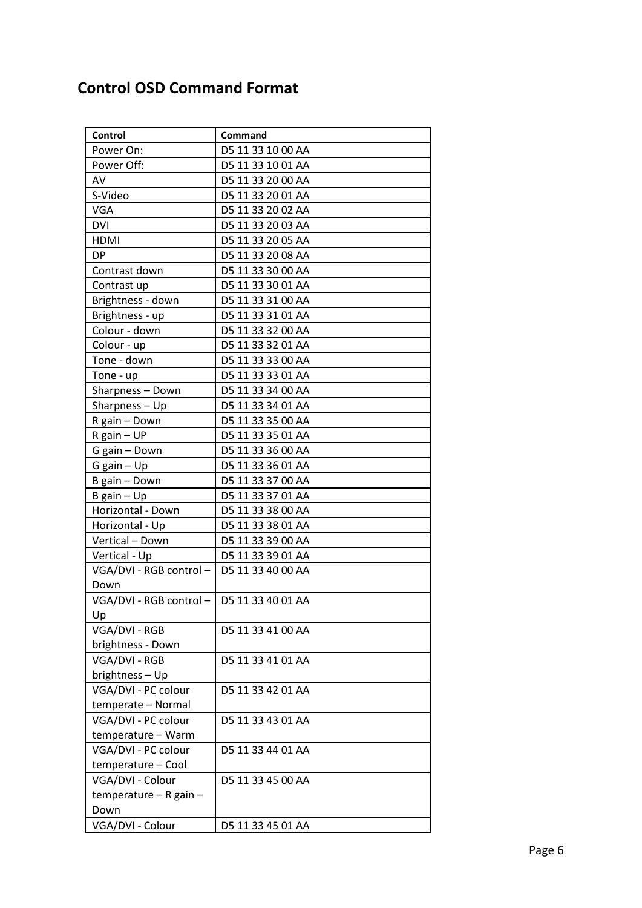## Control OSD Command Format

| Control | Command |
|---|---|
| Power On: | D5 11 33 10 00 AA |
| Power Off: | D5 11 33 10 01 AA |
| AV | D5 11 33 20 00 AA |
| S-Video | D5 11 33 20 01 AA |
| VGA | D5 11 33 20 02 AA |
| DVI | D5 11 33 20 03 AA |
| HDMI | D5 11 33 20 05 AA |
| DP | D5 11 33 20 08 AA |
| Contrast down | D5 11 33 30 00 AA |
| Contrast up | D5 11 33 30 01 AA |
| Brightness - down | D5 11 33 31 00 AA |
| Brightness - up | D5 11 33 31 01 AA |
| Colour - down | D5 11 33 32 00 AA |
| Colour - up | D5 11 33 32 01 AA |
| Tone - down | D5 11 33 33 00 AA |
| Tone - up | D5 11 33 33 01 AA |
| Sharpness – Down | D5 11 33 34 00 AA |
| Sharpness – Up | D5 11 33 34 01 AA |
| R gain – Down | D5 11 33 35 00 AA |
| R gain – UP | D5 11 33 35 01 AA |
| G gain – Down | D5 11 33 36 00 AA |
| G gain – Up | D5 11 33 36 01 AA |
| B gain – Down | D5 11 33 37 00 AA |
| B gain – Up | D5 11 33 37 01 AA |
| Horizontal - Down | D5 11 33 38 00 AA |
| Horizontal - Up | D5 11 33 38 01 AA |
| Vertical – Down | D5 11 33 39 00 AA |
| Vertical - Up | D5 11 33 39 01 AA |
| VGA/DVI - RGB control – Down | D5 11 33 40 00 AA |
| VGA/DVI - RGB control – Up | D5 11 33 40 01 AA |
| VGA/DVI - RGB brightness - Down | D5 11 33 41 00 AA |
| VGA/DVI - RGB brightness – Up | D5 11 33 41 01 AA |
| VGA/DVI - PC colour temperate – Normal | D5 11 33 42 01 AA |
| VGA/DVI - PC colour temperature – Warm | D5 11 33 43 01 AA |
| VGA/DVI - PC colour temperature – Cool | D5 11 33 44 01 AA |
| VGA/DVI - Colour temperature – R gain – Down | D5 11 33 45 00 AA |
| VGA/DVI - Colour | D5 11 33 45 01 AA |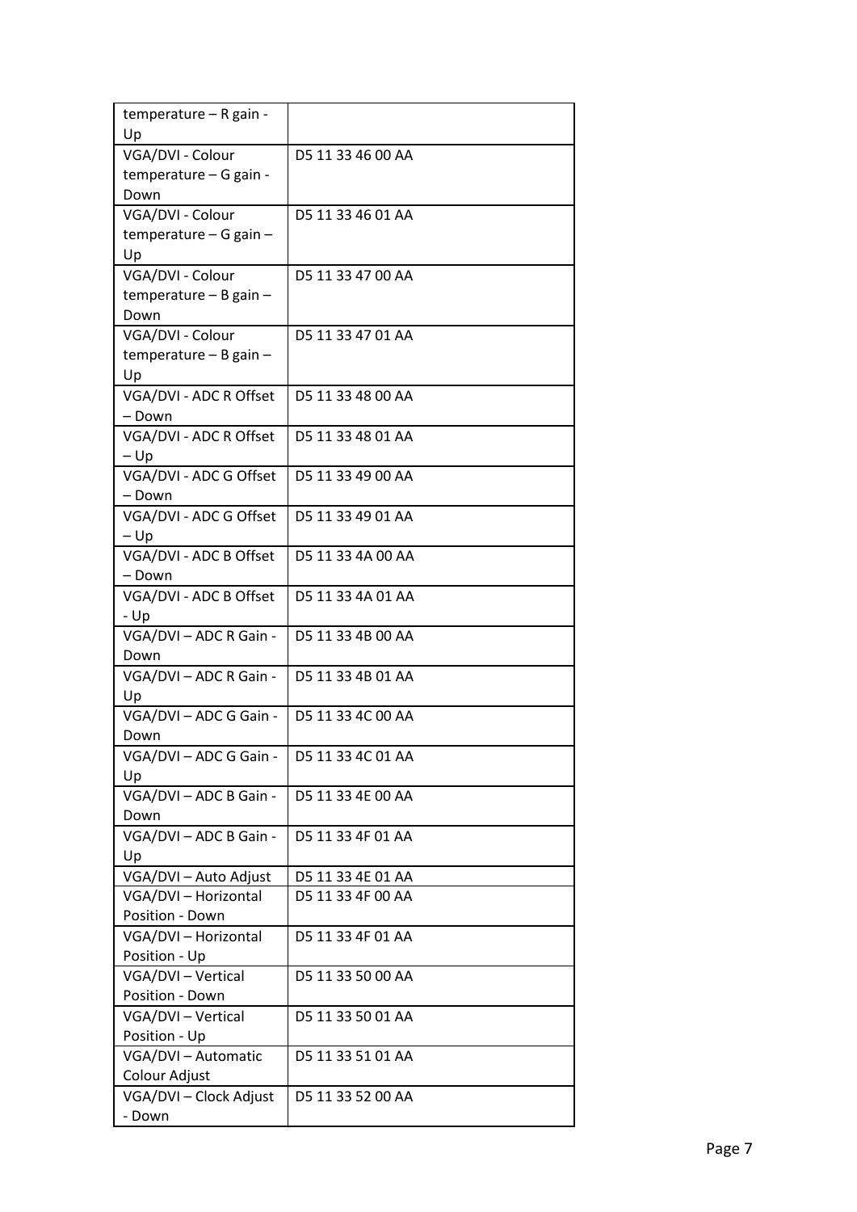| temperature – R gain - Up | |
|---|---|
| VGA/DVI - Colour temperature – G gain - Down | D5 11 33 46 00 AA |
| VGA/DVI - Colour temperature – G gain – Up | D5 11 33 46 01 AA |
| VGA/DVI - Colour temperature – B gain – Down | D5 11 33 47 00 AA |
| VGA/DVI - Colour temperature – B gain – Up | D5 11 33 47 01 AA |
| VGA/DVI - ADC R Offset – Down | D5 11 33 48 00 AA |
| VGA/DVI - ADC R Offset – Up | D5 11 33 48 01 AA |
| VGA/DVI - ADC G Offset – Down | D5 11 33 49 00 AA |
| VGA/DVI - ADC G Offset – Up | D5 11 33 49 01 AA |
| VGA/DVI - ADC B Offset – Down | D5 11 33 4A 00 AA |
| VGA/DVI - ADC B Offset - Up | D5 11 33 4A 01 AA |
| VGA/DVI – ADC R Gain - Down | D5 11 33 4B 00 AA |
| VGA/DVI – ADC R Gain - Up | D5 11 33 4B 01 AA |
| VGA/DVI – ADC G Gain - Down | D5 11 33 4C 00 AA |
| VGA/DVI – ADC G Gain - Up | D5 11 33 4C 01 AA |
| VGA/DVI – ADC B Gain - Down | D5 11 33 4E 00 AA |
| VGA/DVI – ADC B Gain - Up | D5 11 33 4F 01 AA |
| VGA/DVI – Auto Adjust | D5 11 33 4E 01 AA |
| VGA/DVI – Horizontal Position - Down | D5 11 33 4F 00 AA |
| VGA/DVI – Horizontal Position - Up | D5 11 33 4F 01 AA |
| VGA/DVI – Vertical Position - Down | D5 11 33 50 00 AA |
| VGA/DVI – Vertical Position - Up | D5 11 33 50 01 AA |
| VGA/DVI – Automatic Colour Adjust | D5 11 33 51 01 AA |
| VGA/DVI – Clock Adjust - Down | D5 11 33 52 00 AA |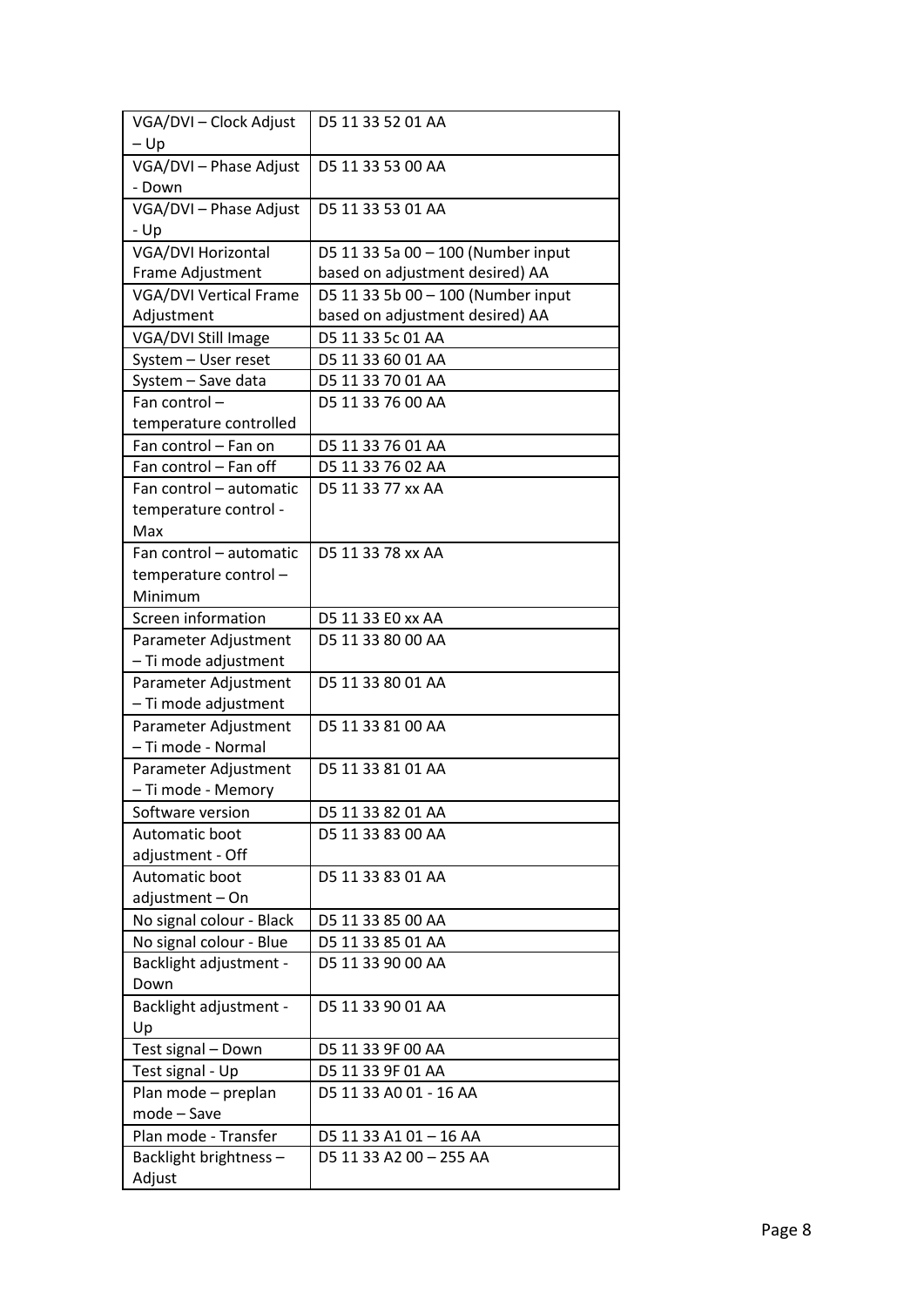| VGA/DVI – Clock Adjust – Up | D5 11 33 52 01 AA |
|---|---|
| VGA/DVI – Phase Adjust - Down | D5 11 33 53 00 AA |
| VGA/DVI – Phase Adjust - Up | D5 11 33 53 01 AA |
| VGA/DVI Horizontal Frame Adjustment | D5 11 33 5a 00 – 100 (Number input based on adjustment desired) AA |
| VGA/DVI Vertical Frame Adjustment | D5 11 33 5b 00 – 100 (Number input based on adjustment desired) AA |
| VGA/DVI Still Image | D5 11 33 5c 01 AA |
| System – User reset | D5 11 33 60 01 AA |
| System – Save data | D5 11 33 70 01 AA |
| Fan control – temperature controlled | D5 11 33 76 00 AA |
| Fan control – Fan on | D5 11 33 76 01 AA |
| Fan control – Fan off | D5 11 33 76 02 AA |
| Fan control – automatic temperature control - Max | D5 11 33 77 xx AA |
| Fan control – automatic temperature control – Minimum | D5 11 33 78 xx AA |
| Screen information | D5 11 33 E0 xx AA |
| Parameter Adjustment – Ti mode adjustment | D5 11 33 80 00 AA |
| Parameter Adjustment – Ti mode adjustment | D5 11 33 80 01 AA |
| Parameter Adjustment – Ti mode - Normal | D5 11 33 81 00 AA |
| Parameter Adjustment – Ti mode - Memory | D5 11 33 81 01 AA |
| Software version | D5 11 33 82 01 AA |
| Automatic boot adjustment - Off | D5 11 33 83 00 AA |
| Automatic boot adjustment – On | D5 11 33 83 01 AA |
| No signal colour - Black | D5 11 33 85 00 AA |
| No signal colour - Blue | D5 11 33 85 01 AA |
| Backlight adjustment - Down | D5 11 33 90 00 AA |
| Backlight adjustment - Up | D5 11 33 90 01 AA |
| Test signal – Down | D5 11 33 9F 00 AA |
| Test signal - Up | D5 11 33 9F 01 AA |
| Plan mode – preplan mode – Save | D5 11 33 A0 01 - 16 AA |
| Plan mode - Transfer | D5 11 33 A1 01 – 16 AA |
| Backlight brightness – Adjust | D5 11 33 A2 00 – 255 AA |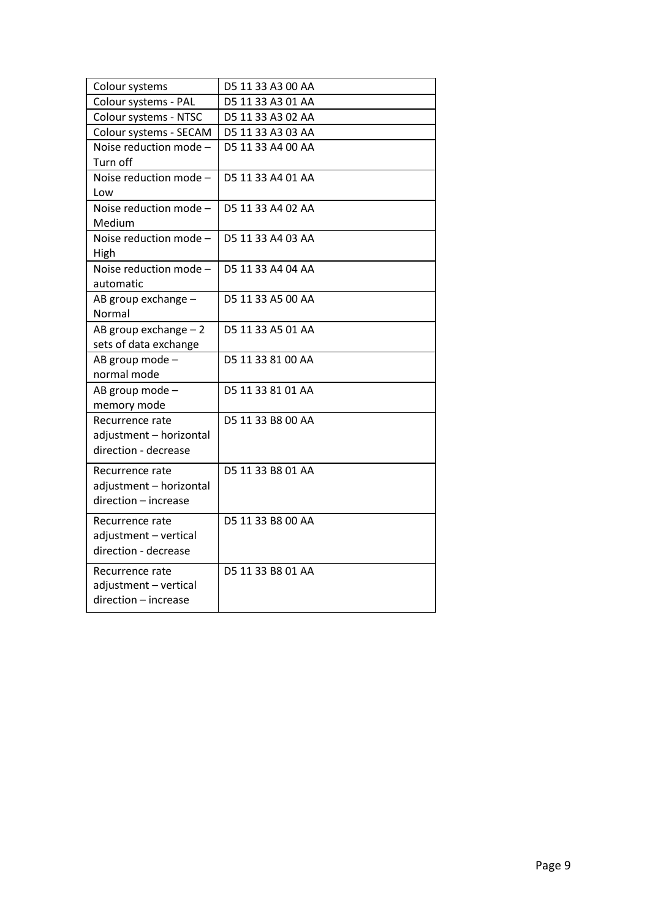| | |
|---|---|
| Colour systems | D5 11 33 A3 00 AA |
| Colour systems - PAL | D5 11 33 A3 01 AA |
| Colour systems - NTSC | D5 11 33 A3 02 AA |
| Colour systems - SECAM | D5 11 33 A3 03 AA |
| Noise reduction mode – Turn off | D5 11 33 A4 00 AA |
| Noise reduction mode – Low | D5 11 33 A4 01 AA |
| Noise reduction mode – Medium | D5 11 33 A4 02 AA |
| Noise reduction mode – High | D5 11 33 A4 03 AA |
| Noise reduction mode – automatic | D5 11 33 A4 04 AA |
| AB group exchange – Normal | D5 11 33 A5 00 AA |
| AB group exchange – 2 sets of data exchange | D5 11 33 A5 01 AA |
| AB group mode – normal mode | D5 11 33 81 00 AA |
| AB group mode – memory mode | D5 11 33 81 01 AA |
| Recurrence rate adjustment – horizontal direction - decrease | D5 11 33 B8 00 AA |
| Recurrence rate adjustment – horizontal direction – increase | D5 11 33 B8 01 AA |
| Recurrence rate adjustment – vertical direction - decrease | D5 11 33 B8 00 AA |
| Recurrence rate adjustment – vertical direction – increase | D5 11 33 B8 01 AA |